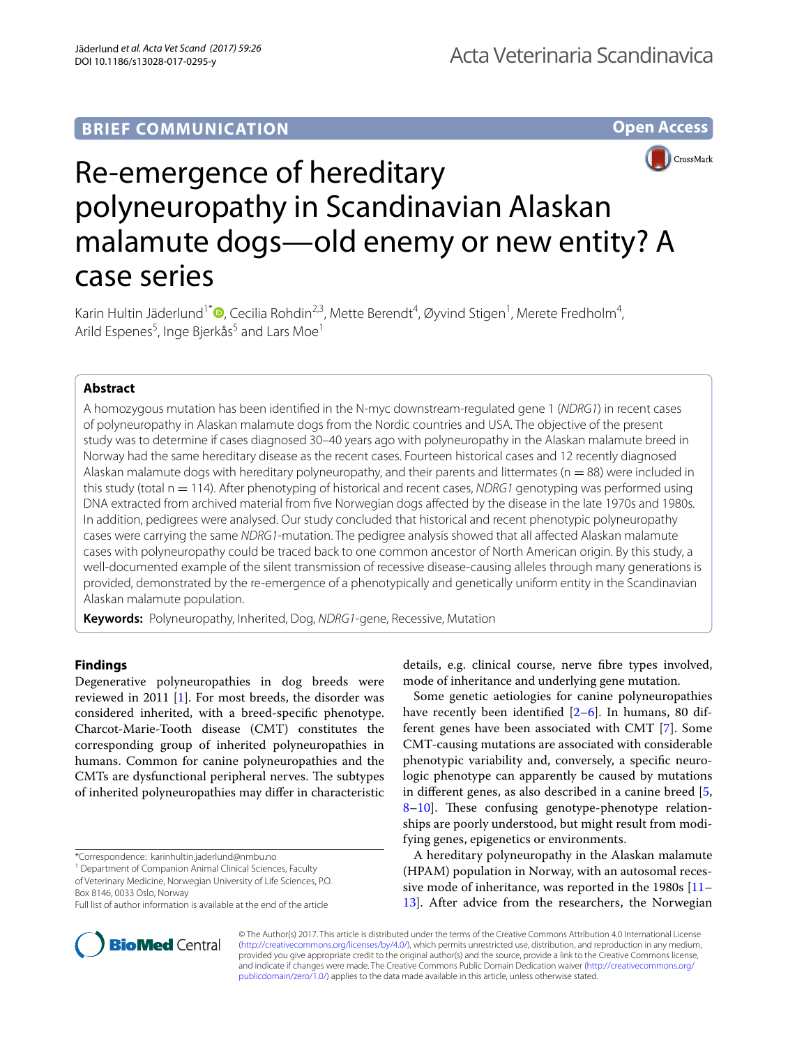**BRIEF COMMUNICATION**

**Open Access**

# Re-emergence of hereditary polyneuropathy in Scandinavian Alaskan malamute dogs—old enemy or new entity? A case series

Karin Hultin Jäderlund[1*], Cecilia Rohdin[2,3], Mette Berendt[4], Øyvind Stigen[1], Merete Fredholm[4], Arild Espenes[5], Inge Bjerkås[5] and Lars Moe[1]

## Abstract

A homozygous mutation has been identified in the N-myc downstream-regulated gene 1 (*NDRG1*) in recent cases of polyneuropathy in Alaskan malamute dogs from the Nordic countries and USA. The objective of the present study was to determine if cases diagnosed 30–40 years ago with polyneuropathy in the Alaskan malamute breed in Norway had the same hereditary disease as the recent cases. Fourteen historical cases and 12 recently diagnosed Alaskan malamute dogs with hereditary polyneuropathy, and their parents and littermates (n = 88) were included in this study (total n = 114). After phenotyping of historical and recent cases, *NDRG1* genotyping was performed using DNA extracted from archived material from five Norwegian dogs affected by the disease in the late 1970s and 1980s. In addition, pedigrees were analysed. Our study concluded that historical and recent phenotypic polyneuropathy cases were carrying the same *NDRG1*-mutation. The pedigree analysis showed that all affected Alaskan malamute cases with polyneuropathy could be traced back to one common ancestor of North American origin. By this study, a well-documented example of the silent transmission of recessive disease-causing alleles through many generations is provided, demonstrated by the re-emergence of a phenotypically and genetically uniform entity in the Scandinavian Alaskan malamute population.

**Keywords:** Polyneuropathy, Inherited, Dog, *NDRG1*-gene, Recessive, Mutation

## Findings

Degenerative polyneuropathies in dog breeds were reviewed in 2011 [1]. For most breeds, the disorder was considered inherited, with a breed-specific phenotype. Charcot-Marie-Tooth disease (CMT) constitutes the corresponding group of inherited polyneuropathies in humans. Common for canine polyneuropathies and the CMTs are dysfunctional peripheral nerves. The subtypes of inherited polyneuropathies may differ in characteristic details, e.g. clinical course, nerve fibre types involved, mode of inheritance and underlying gene mutation.

Some genetic aetiologies for canine polyneuropathies have recently been identified [2–6]. In humans, 80 different genes have been associated with CMT [7]. Some CMT-causing mutations are associated with considerable phenotypic variability and, conversely, a specific neurologic phenotype can apparently be caused by mutations in different genes, as also described in a canine breed [5, 8–10]. These confusing genotype-phenotype relationships are poorly understood, but might result from modifying genes, epigenetics or environments.

A hereditary polyneuropathy in the Alaskan malamute (HPAM) population in Norway, with an autosomal recessive mode of inheritance, was reported in the 1980s [11–13]. After advice from the researchers, the Norwegian

*Correspondence: karinhultin.jaderlund@nmbu.no
[1] Department of Companion Animal Clinical Sciences, Faculty of Veterinary Medicine, Norwegian University of Life Sciences, P.O. Box 8146, 0033 Oslo, Norway
Full list of author information is available at the end of the article

© The Author(s) 2017. This article is distributed under the terms of the Creative Commons Attribution 4.0 International License (http://creativecommons.org/licenses/by/4.0/), which permits unrestricted use, distribution, and reproduction in any medium, provided you give appropriate credit to the original author(s) and the source, provide a link to the Creative Commons license, and indicate if changes were made. The Creative Commons Public Domain Dedication waiver (http://creativecommons.org/publicdomain/zero/1.0/) applies to the data made available in this article, unless otherwise stated.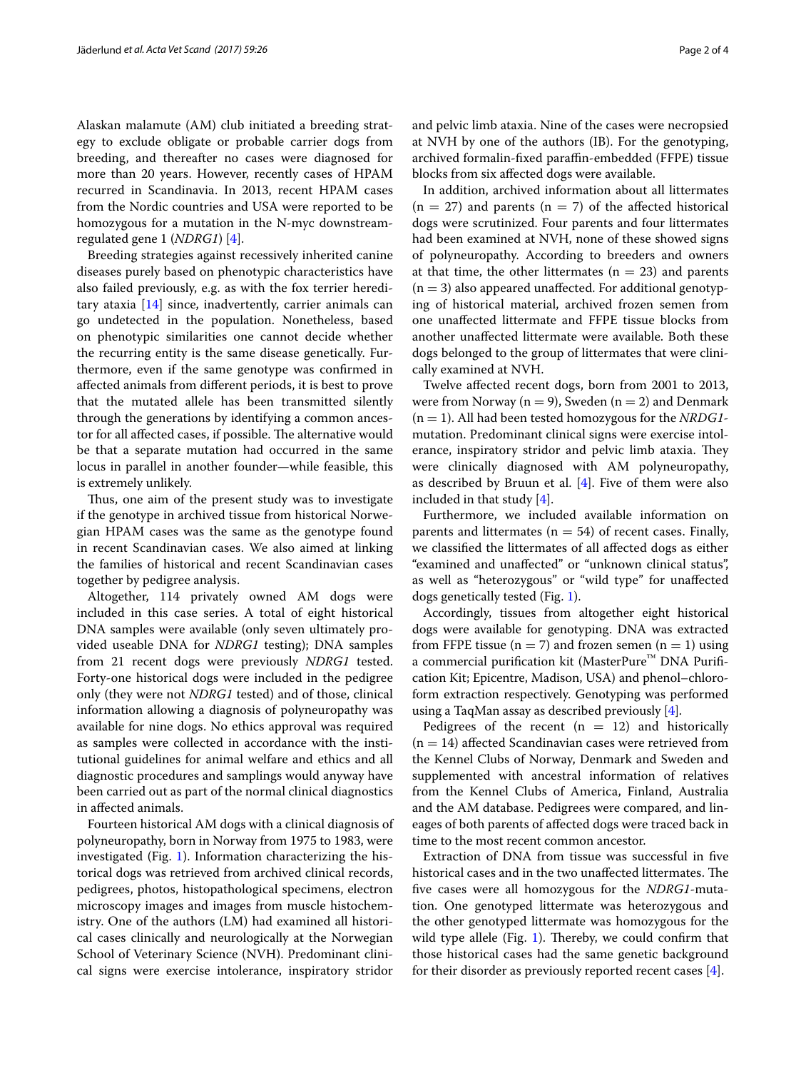Alaskan malamute (AM) club initiated a breeding strategy to exclude obligate or probable carrier dogs from breeding, and thereafter no cases were diagnosed for more than 20 years. However, recently cases of HPAM recurred in Scandinavia. In 2013, recent HPAM cases from the Nordic countries and USA were reported to be homozygous for a mutation in the N-myc downstream-regulated gene 1 (*NDRG1*) [4].

Breeding strategies against recessively inherited canine diseases purely based on phenotypic characteristics have also failed previously, e.g. as with the fox terrier hereditary ataxia [14] since, inadvertently, carrier animals can go undetected in the population. Nonetheless, based on phenotypic similarities one cannot decide whether the recurring entity is the same disease genetically. Furthermore, even if the same genotype was confirmed in affected animals from different periods, it is best to prove that the mutated allele has been transmitted silently through the generations by identifying a common ancestor for all affected cases, if possible. The alternative would be that a separate mutation had occurred in the same locus in parallel in another founder—while feasible, this is extremely unlikely.

Thus, one aim of the present study was to investigate if the genotype in archived tissue from historical Norwegian HPAM cases was the same as the genotype found in recent Scandinavian cases. We also aimed at linking the families of historical and recent Scandinavian cases together by pedigree analysis.

Altogether, 114 privately owned AM dogs were included in this case series. A total of eight historical DNA samples were available (only seven ultimately provided useable DNA for *NDRG1* testing); DNA samples from 21 recent dogs were previously *NDRG1* tested. Forty-one historical dogs were included in the pedigree only (they were not *NDRG1* tested) and of those, clinical information allowing a diagnosis of polyneuropathy was available for nine dogs. No ethics approval was required as samples were collected in accordance with the institutional guidelines for animal welfare and ethics and all diagnostic procedures and samplings would anyway have been carried out as part of the normal clinical diagnostics in affected animals.

Fourteen historical AM dogs with a clinical diagnosis of polyneuropathy, born in Norway from 1975 to 1983, were investigated (Fig. 1). Information characterizing the historical dogs was retrieved from archived clinical records, pedigrees, photos, histopathological specimens, electron microscopy images and images from muscle histochemistry. One of the authors (LM) had examined all historical cases clinically and neurologically at the Norwegian School of Veterinary Science (NVH). Predominant clinical signs were exercise intolerance, inspiratory stridor and pelvic limb ataxia. Nine of the cases were necropsied at NVH by one of the authors (IB). For the genotyping, archived formalin-fixed paraffin-embedded (FFPE) tissue blocks from six affected dogs were available.

In addition, archived information about all littermates ($n = 27$) and parents ($n = 7$) of the affected historical dogs were scrutinized. Four parents and four littermates had been examined at NVH, none of these showed signs of polyneuropathy. According to breeders and owners at that time, the other littermates ($n = 23$) and parents ($n = 3$) also appeared unaffected. For additional genotyping of historical material, archived frozen semen from one unaffected littermate and FFPE tissue blocks from another unaffected littermate were available. Both these dogs belonged to the group of littermates that were clinically examined at NVH.

Twelve affected recent dogs, born from 2001 to 2013, were from Norway ($n = 9$), Sweden ($n = 2$) and Denmark ($n = 1$). All had been tested homozygous for the *NRDG1*-mutation. Predominant clinical signs were exercise intolerance, inspiratory stridor and pelvic limb ataxia. They were clinically diagnosed with AM polyneuropathy, as described by Bruun et al. [4]. Five of them were also included in that study [4].

Furthermore, we included available information on parents and littermates ($n = 54$) of recent cases. Finally, we classified the littermates of all affected dogs as either "examined and unaffected" or "unknown clinical status", as well as "heterozygous" or "wild type" for unaffected dogs genetically tested (Fig. 1).

Accordingly, tissues from altogether eight historical dogs were available for genotyping. DNA was extracted from FFPE tissue ($n = 7$) and frozen semen ($n = 1$) using a commercial purification kit (MasterPure™ DNA Purification Kit; Epicentre, Madison, USA) and phenol–chloroform extraction respectively. Genotyping was performed using a TaqMan assay as described previously [4].

Pedigrees of the recent ($n = 12$) and historically ($n = 14$) affected Scandinavian cases were retrieved from the Kennel Clubs of Norway, Denmark and Sweden and supplemented with ancestral information of relatives from the Kennel Clubs of America, Finland, Australia and the AM database. Pedigrees were compared, and lineages of both parents of affected dogs were traced back in time to the most recent common ancestor.

Extraction of DNA from tissue was successful in five historical cases and in the two unaffected littermates. The five cases were all homozygous for the *NDRG1*-mutation. One genotyped littermate was heterozygous and the other genotyped littermate was homozygous for the wild type allele (Fig. 1). Thereby, we could confirm that those historical cases had the same genetic background for their disorder as previously reported recent cases [4].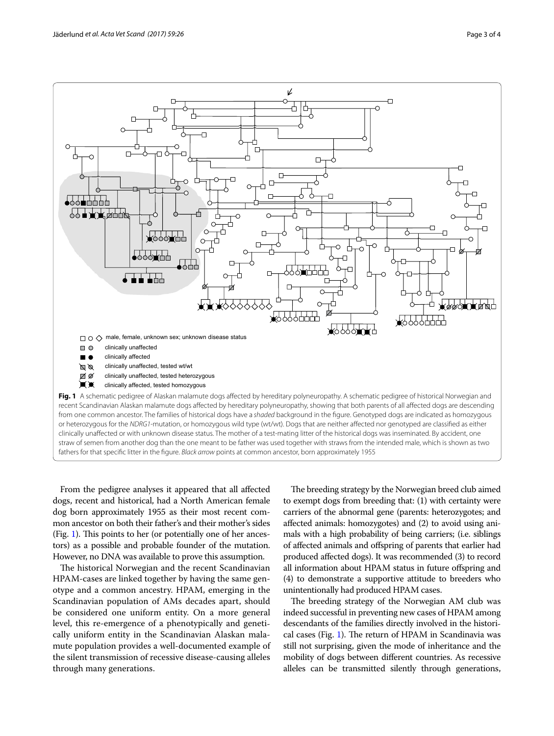Fig. 1 A schematic pedigree of Alaskan malamute dogs affected by hereditary polyneuropathy. A schematic pedigree of historical Norwegian and recent Scandinavian Alaskan malamute dogs affected by hereditary polyneuropathy, showing that both parents of all affected dogs are descending from one common ancestor. The families of historical dogs have a *shaded* background in the figure. Genotyped dogs are indicated as homozygous or heterozygous for the *NDRG1*-mutation, or homozygous wild type (wt/wt). Dogs that are neither affected nor genotyped are classified as either clinically unaffected or with unknown disease status. The mother of a test-mating litter of the historical dogs was inseminated. By accident, one straw of semen from another dog than the one meant to be father was used together with straws from the intended male, which is shown as two fathers for that specific litter in the figure. *Black arrow* points at common ancestor, born approximately 1955

From the pedigree analyses it appeared that all affected dogs, recent and historical, had a North American female dog born approximately 1955 as their most recent common ancestor on both their father's and their mother's sides (Fig. 1). This points to her (or potentially one of her ancestors) as a possible and probable founder of the mutation. However, no DNA was available to prove this assumption.

The historical Norwegian and the recent Scandinavian HPAM-cases are linked together by having the same genotype and a common ancestry. HPAM, emerging in the Scandinavian population of AMs decades apart, should be considered one uniform entity. On a more general level, this re-emergence of a phenotypically and genetically uniform entity in the Scandinavian Alaskan malamute population provides a well-documented example of the silent transmission of recessive disease-causing alleles through many generations.

The breeding strategy by the Norwegian breed club aimed to exempt dogs from breeding that: (1) with certainty were carriers of the abnormal gene (parents: heterozygotes; and affected animals: homozygotes) and (2) to avoid using animals with a high probability of being carriers; (i.e. siblings of affected animals and offspring of parents that earlier had produced affected dogs). It was recommended (3) to record all information about HPAM status in future offspring and (4) to demonstrate a supportive attitude to breeders who unintentionally had produced HPAM cases.

The breeding strategy of the Norwegian AM club was indeed successful in preventing new cases of HPAM among descendants of the families directly involved in the historical cases (Fig. 1). The return of HPAM in Scandinavia was still not surprising, given the mode of inheritance and the mobility of dogs between different countries. As recessive alleles can be transmitted silently through generations,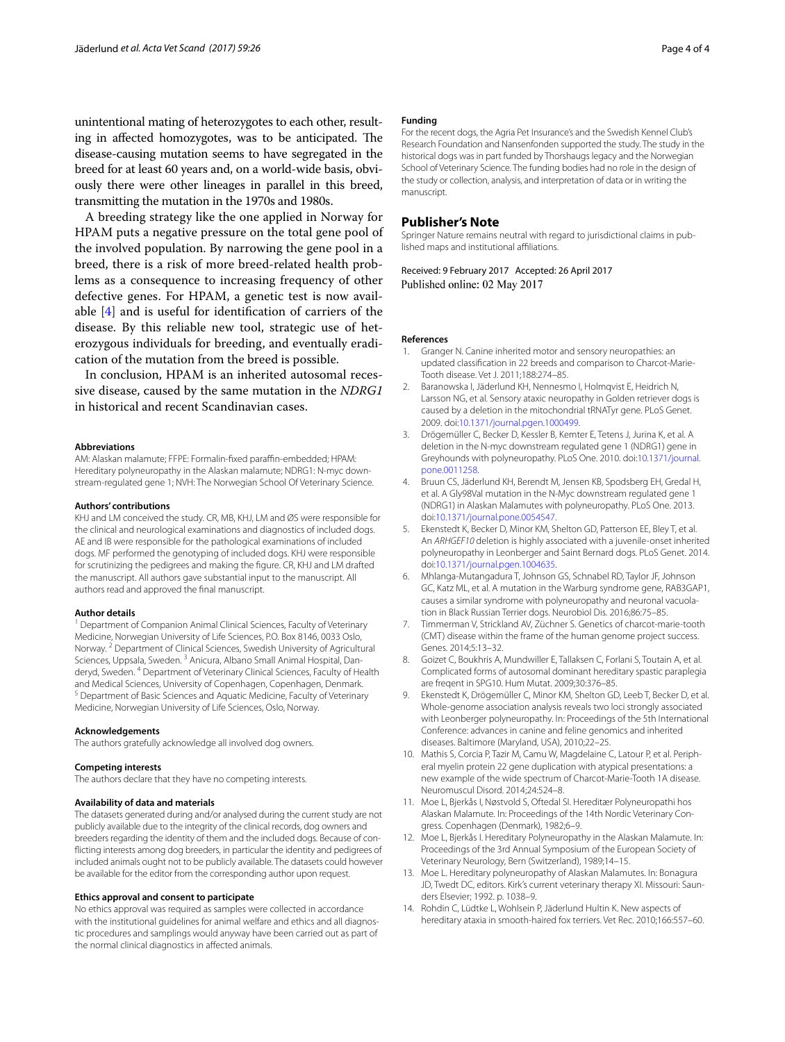unintentional mating of heterozygotes to each other, resulting in affected homozygotes, was to be anticipated. The disease-causing mutation seems to have segregated in the breed for at least 60 years and, on a world-wide basis, obviously there were other lineages in parallel in this breed, transmitting the mutation in the 1970s and 1980s.

A breeding strategy like the one applied in Norway for HPAM puts a negative pressure on the total gene pool of the involved population. By narrowing the gene pool in a breed, there is a risk of more breed-related health problems as a consequence to increasing frequency of other defective genes. For HPAM, a genetic test is now available [4] and is useful for identification of carriers of the disease. By this reliable new tool, strategic use of heterozygous individuals for breeding, and eventually eradication of the mutation from the breed is possible.

In conclusion, HPAM is an inherited autosomal recessive disease, caused by the same mutation in the *NDRG1* in historical and recent Scandinavian cases.

#### Abbreviations

AM: Alaskan malamute; FFPE: Formalin-fixed paraffin-embedded; HPAM: Hereditary polyneuropathy in the Alaskan malamute; NDRG1: N-myc downstream-regulated gene 1; NVH: The Norwegian School Of Veterinary Science.

#### Authors' contributions

KHJ and LM conceived the study. CR, MB, KHJ, LM and ØS were responsible for the clinical and neurological examinations and diagnostics of included dogs. AE and IB were responsible for the pathological examinations of included dogs. MF performed the genotyping of included dogs. KHJ were responsible for scrutinizing the pedigrees and making the figure. CR, KHJ and LM drafted the manuscript. All authors gave substantial input to the manuscript. All authors read and approved the final manuscript.

#### Author details

[1] Department of Companion Animal Clinical Sciences, Faculty of Veterinary Medicine, Norwegian University of Life Sciences, P.O. Box 8146, 0033 Oslo, Norway. [2] Department of Clinical Sciences, Swedish University of Agricultural Sciences, Uppsala, Sweden. [3] Anicura, Albano Small Animal Hospital, Danderyd, Sweden. [4] Department of Veterinary Clinical Sciences, Faculty of Health and Medical Sciences, University of Copenhagen, Copenhagen, Denmark. [5] Department of Basic Sciences and Aquatic Medicine, Faculty of Veterinary Medicine, Norwegian University of Life Sciences, Oslo, Norway.

#### Acknowledgements

The authors gratefully acknowledge all involved dog owners.

#### Competing interests

The authors declare that they have no competing interests.

#### Availability of data and materials

The datasets generated during and/or analysed during the current study are not publicly available due to the integrity of the clinical records, dog owners and breeders regarding the identity of them and the included dogs. Because of conflicting interests among dog breeders, in particular the identity and pedigrees of included animals ought not to be publicly available. The datasets could however be available for the editor from the corresponding author upon request.

#### Ethics approval and consent to participate

No ethics approval was required as samples were collected in accordance with the institutional guidelines for animal welfare and ethics and all diagnostic procedures and samplings would anyway have been carried out as part of the normal clinical diagnostics in affected animals.

#### Funding

For the recent dogs, the Agria Pet Insurance's and the Swedish Kennel Club's Research Foundation and Nansenfonden supported the study. The study in the historical dogs was in part funded by Thorshaugs legacy and the Norwegian School of Veterinary Science. The funding bodies had no role in the design of the study or collection, analysis, and interpretation of data or in writing the manuscript.

## Publisher's Note

Springer Nature remains neutral with regard to jurisdictional claims in published maps and institutional affiliations.

Received: 9 February 2017 Accepted: 26 April 2017
Published online: 02 May 2017

#### References

1. Granger N. Canine inherited motor and sensory neuropathies: an updated classification in 22 breeds and comparison to Charcot-Marie-Tooth disease. Vet J. 2011;188:274–85.
2. Baranowska I, Jäderlund KH, Nennesmo I, Holmqvist E, Heidrich N, Larsson NG, et al. Sensory ataxic neuropathy in Golden retriever dogs is caused by a deletion in the mitochondrial tRNATyr gene. PLoS Genet. 2009. doi:10.1371/journal.pgen.1000499.
3. Drögemüller C, Becker D, Kessler B, Kemter E, Tetens J, Jurina K, et al. A deletion in the N-myc downstream regulated gene 1 (NDRG1) gene in Greyhounds with polyneuropathy. PLoS One. 2010. doi:10.1371/journal.pone.0011258.
4. Bruun CS, Jäderlund KH, Berendt M, Jensen KB, Spodsberg EH, Gredal H, et al. A Gly98Val mutation in the N-Myc downstream regulated gene 1 (NDRG1) in Alaskan Malamutes with polyneuropathy. PLoS One. 2013. doi:10.1371/journal.pone.0054547.
5. Ekenstedt K, Becker D, Minor KM, Shelton GD, Patterson EE, Bley T, et al. An *ARHGEF10* deletion is highly associated with a juvenile-onset inherited polyneuropathy in Leonberger and Saint Bernard dogs. PLoS Genet. 2014. doi:10.1371/journal.pgen.1004635.
6. Mhlanga-Mutangadura T, Johnson GS, Schnabel RD, Taylor JF, Johnson GC, Katz ML, et al. A mutation in the Warburg syndrome gene, RAB3GAP1, causes a similar syndrome with polyneuropathy and neuronal vacuolation in Black Russian Terrier dogs. Neurobiol Dis. 2016;86:75–85.
7. Timmerman V, Strickland AV, Züchner S. Genetics of charcot-marie-tooth (CMT) disease within the frame of the human genome project success. Genes. 2014;5:13–32.
8. Goizet C, Boukhris A, Mundwiller E, Tallaksen C, Forlani S, Toutain A, et al. Complicated forms of autosomal dominant hereditary spastic paraplegia are freqent in SPG10. Hum Mutat. 2009;30:376–85.
9. Ekenstedt K, Drögemüller C, Minor KM, Shelton GD, Leeb T, Becker D, et al. Whole-genome association analysis reveals two loci strongly associated with Leonberger polyneuropathy. In: Proceedings of the 5th International Conference: advances in canine and feline genomics and inherited diseases. Baltimore (Maryland, USA), 2010;22–25.
10. Mathis S, Corcia P, Tazir M, Camu W, Magdelaine C, Latour P, et al. Peripheral myelin protein 22 gene duplication with atypical presentations: a new example of the wide spectrum of Charcot-Marie-Tooth 1A disease. Neuromuscul Disord. 2014;24:524–8.
11. Moe L, Bjerkås I, Nøstvold S, Oftedal SI. Hereditær Polyneuropathi hos Alaskan Malamute. In: Proceedings of the 14th Nordic Veterinary Congress. Copenhagen (Denmark), 1982;6–9.
12. Moe L, Bjerkås I. Hereditary Polyneuropathy in the Alaskan Malamute. In: Proceedings of the 3rd Annual Symposium of the European Society of Veterinary Neurology, Bern (Switzerland), 1989;14–15.
13. Moe L. Hereditary polyneuropathy of Alaskan Malamutes. In: Bonagura JD, Twedt DC, editors. Kirk's current veterinary therapy XI. Missouri: Saunders Elsevier; 1992. p. 1038–9.
14. Rohdin C, Lüdtke L, Wohlsein P, Jäderlund Hultin K. New aspects of hereditary ataxia in smooth-haired fox terriers. Vet Rec. 2010;166:557–60.